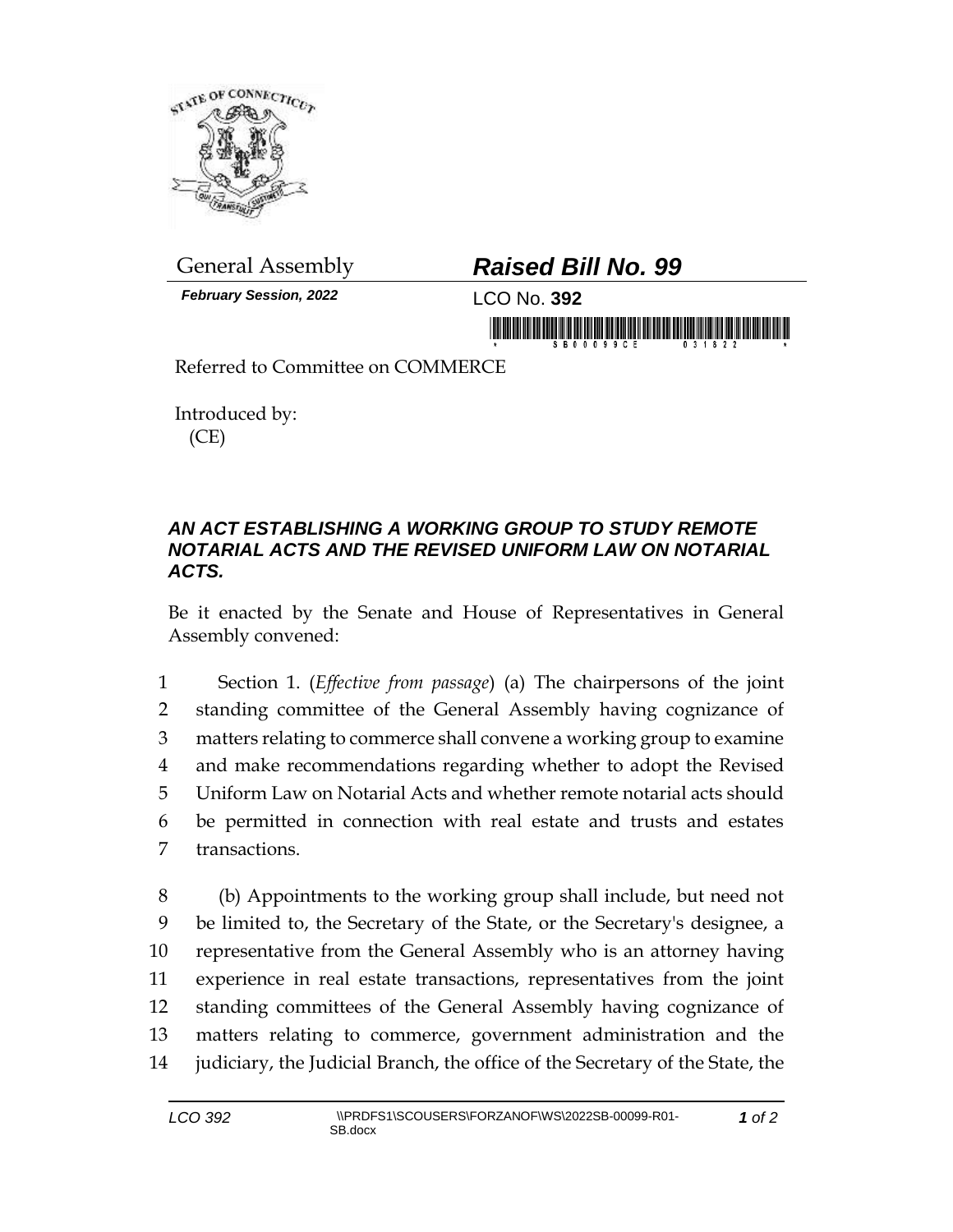General Assembly

## *Raised Bill No. 99*

***February Session, 2022***

LCO No. **392**

Referred to Committee on COMMERCE

Introduced by:
(CE)

### *AN ACT ESTABLISHING A WORKING GROUP TO STUDY REMOTE NOTARIAL ACTS AND THE REVISED UNIFORM LAW ON NOTARIAL ACTS.*

Be it enacted by the Senate and House of Representatives in General Assembly convened:

1 Section 1. (*Effective from passage*) (a) The chairpersons of the joint
2 standing committee of the General Assembly having cognizance of
3 matters relating to commerce shall convene a working group to examine
4 and make recommendations regarding whether to adopt the Revised
5 Uniform Law on Notarial Acts and whether remote notarial acts should
6 be permitted in connection with real estate and trusts and estates
7 transactions.

8 (b) Appointments to the working group shall include, but need not
9 be limited to, the Secretary of the State, or the Secretary's designee, a
10 representative from the General Assembly who is an attorney having
11 experience in real estate transactions, representatives from the joint
12 standing committees of the General Assembly having cognizance of
13 matters relating to commerce, government administration and the
14 judiciary, the Judicial Branch, the office of the Secretary of the State, the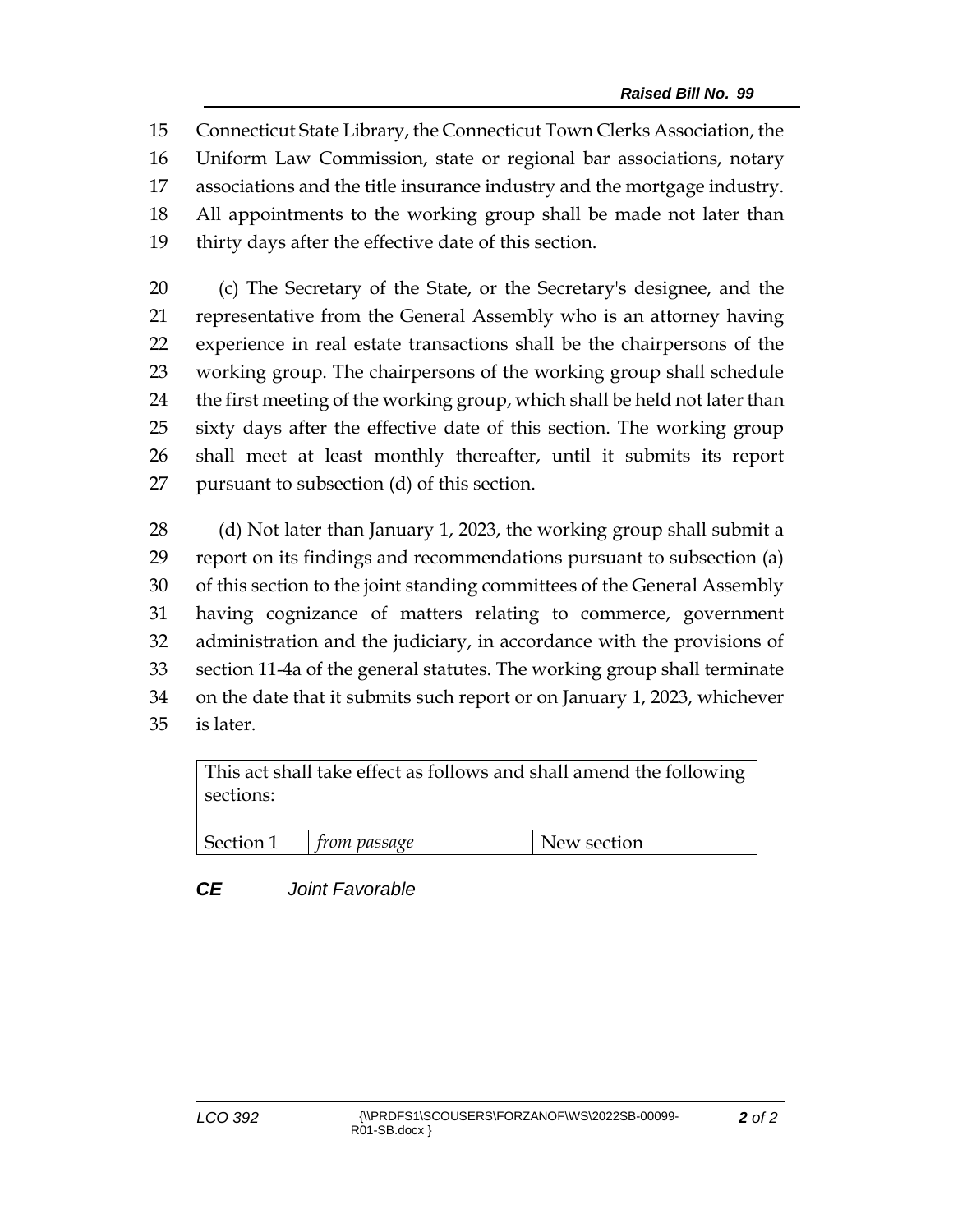Connecticut State Library, the Connecticut Town Clerks Association, the Uniform Law Commission, state or regional bar associations, notary associations and the title insurance industry and the mortgage industry. All appointments to the working group shall be made not later than thirty days after the effective date of this section.

(c) The Secretary of the State, or the Secretary's designee, and the representative from the General Assembly who is an attorney having experience in real estate transactions shall be the chairpersons of the working group. The chairpersons of the working group shall schedule the first meeting of the working group, which shall be held not later than sixty days after the effective date of this section. The working group shall meet at least monthly thereafter, until it submits its report pursuant to subsection (d) of this section.

(d) Not later than January 1, 2023, the working group shall submit a report on its findings and recommendations pursuant to subsection (a) of this section to the joint standing committees of the General Assembly having cognizance of matters relating to commerce, government administration and the judiciary, in accordance with the provisions of section 11-4a of the general statutes. The working group shall terminate on the date that it submits such report or on January 1, 2023, whichever is later.

| This act shall take effect as follows and shall amend the following sections: | | |
|---|---|---|
| Section 1 | *from passage* | New section |

***CE*** *Joint Favorable*